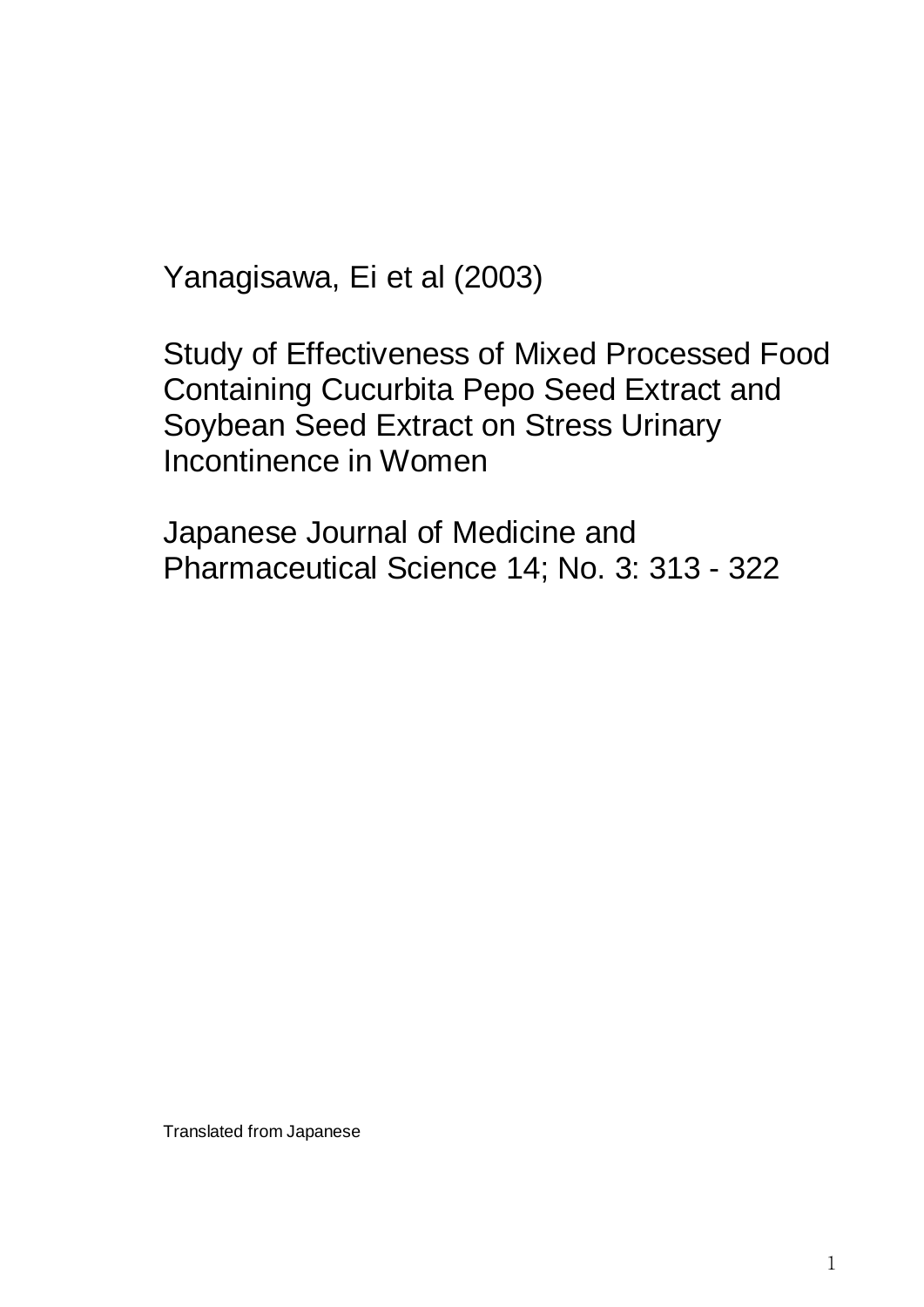Yanagisawa, Ei et al (2003)

# Study of Effectiveness of Mixed Processed Food Containing Cucurbita Pepo Seed Extract and Soybean Seed Extract on Stress Urinary Incontinence in Women

Japanese Journal of Medicine and Pharmaceutical Science 14; No. 3: 313 - 322

Translated from Japanese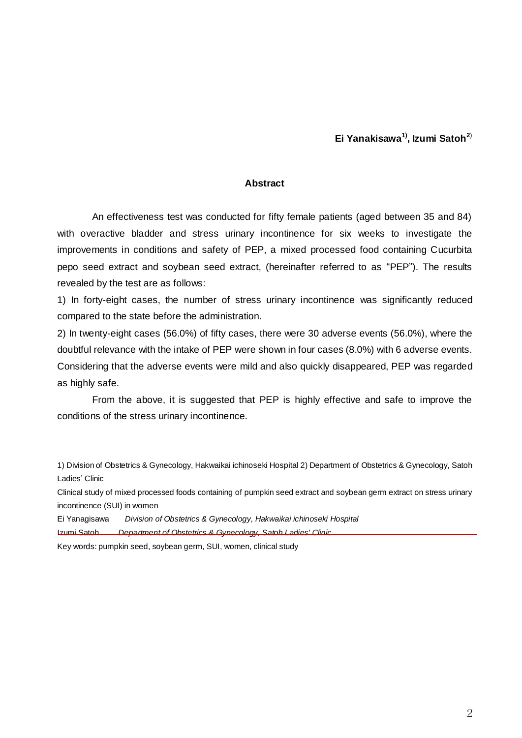**Ei Yanakisawa[1], Izumi Satoh[2]**

### Abstract

An effectiveness test was conducted for fifty female patients (aged between 35 and 84) with overactive bladder and stress urinary incontinence for six weeks to investigate the improvements in conditions and safety of PEP, a mixed processed food containing Cucurbita pepo seed extract and soybean seed extract, (hereinafter referred to as "PEP"). The results revealed by the test are as follows:

1) In forty-eight cases, the number of stress urinary incontinence was significantly reduced compared to the state before the administration.

2) In twenty-eight cases (56.0%) of fifty cases, there were 30 adverse events (56.0%), where the doubtful relevance with the intake of PEP were shown in four cases (8.0%) with 6 adverse events. Considering that the adverse events were mild and also quickly disappeared, PEP was regarded as highly safe.

From the above, it is suggested that PEP is highly effective and safe to improve the conditions of the stress urinary incontinence.

1) Division of Obstetrics & Gynecology, Hakwaikai ichinoseki Hospital 2) Department of Obstetrics & Gynecology, Satoh Ladies' Clinic

Clinical study of mixed processed foods containing of pumpkin seed extract and soybean germ extract on stress urinary incontinence (SUI) in women

Ei Yanagisawa *Division of Obstetrics & Gynecology, Hakwaikai ichinoseki Hospital*

Izumi Satoh *Department of Obstetrics & Gynecology, Satoh Ladies' Clinic*

Key words: pumpkin seed, soybean germ, SUI, women, clinical study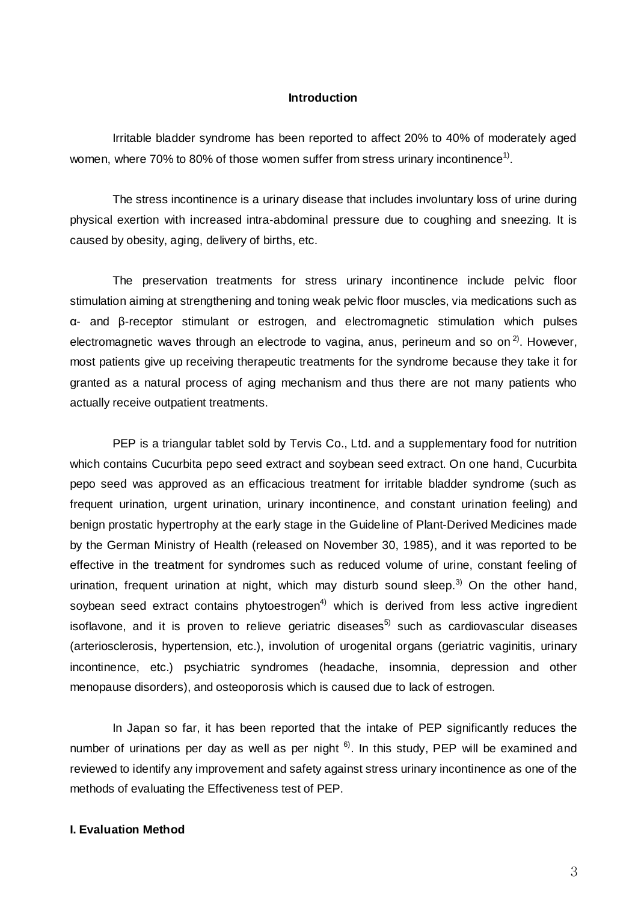## Introduction

Irritable bladder syndrome has been reported to affect 20% to 40% of moderately aged women, where 70% to 80% of those women suffer from stress urinary incontinence[1)].

The stress incontinence is a urinary disease that includes involuntary loss of urine during physical exertion with increased intra-abdominal pressure due to coughing and sneezing. It is caused by obesity, aging, delivery of births, etc.

The preservation treatments for stress urinary incontinence include pelvic floor stimulation aiming at strengthening and toning weak pelvic floor muscles, via medications such as α- and β-receptor stimulant or estrogen, and electromagnetic stimulation which pulses electromagnetic waves through an electrode to vagina, anus, perineum and so on [2)]. However, most patients give up receiving therapeutic treatments for the syndrome because they take it for granted as a natural process of aging mechanism and thus there are not many patients who actually receive outpatient treatments.

PEP is a triangular tablet sold by Tervis Co., Ltd. and a supplementary food for nutrition which contains Cucurbita pepo seed extract and soybean seed extract. On one hand, Cucurbita pepo seed was approved as an efficacious treatment for irritable bladder syndrome (such as frequent urination, urgent urination, urinary incontinence, and constant urination feeling) and benign prostatic hypertrophy at the early stage in the Guideline of Plant-Derived Medicines made by the German Ministry of Health (released on November 30, 1985), and it was reported to be effective in the treatment for syndromes such as reduced volume of urine, constant feeling of urination, frequent urination at night, which may disturb sound sleep.[3)] On the other hand, soybean seed extract contains phytoestrogen[4)] which is derived from less active ingredient isoflavone, and it is proven to relieve geriatric diseases[5)] such as cardiovascular diseases (arteriosclerosis, hypertension, etc.), involution of urogenital organs (geriatric vaginitis, urinary incontinence, etc.) psychiatric syndromes (headache, insomnia, depression and other menopause disorders), and osteoporosis which is caused due to lack of estrogen.

In Japan so far, it has been reported that the intake of PEP significantly reduces the number of urinations per day as well as per night [6)]. In this study, PEP will be examined and reviewed to identify any improvement and safety against stress urinary incontinence as one of the methods of evaluating the Effectiveness test of PEP.

## I. Evaluation Method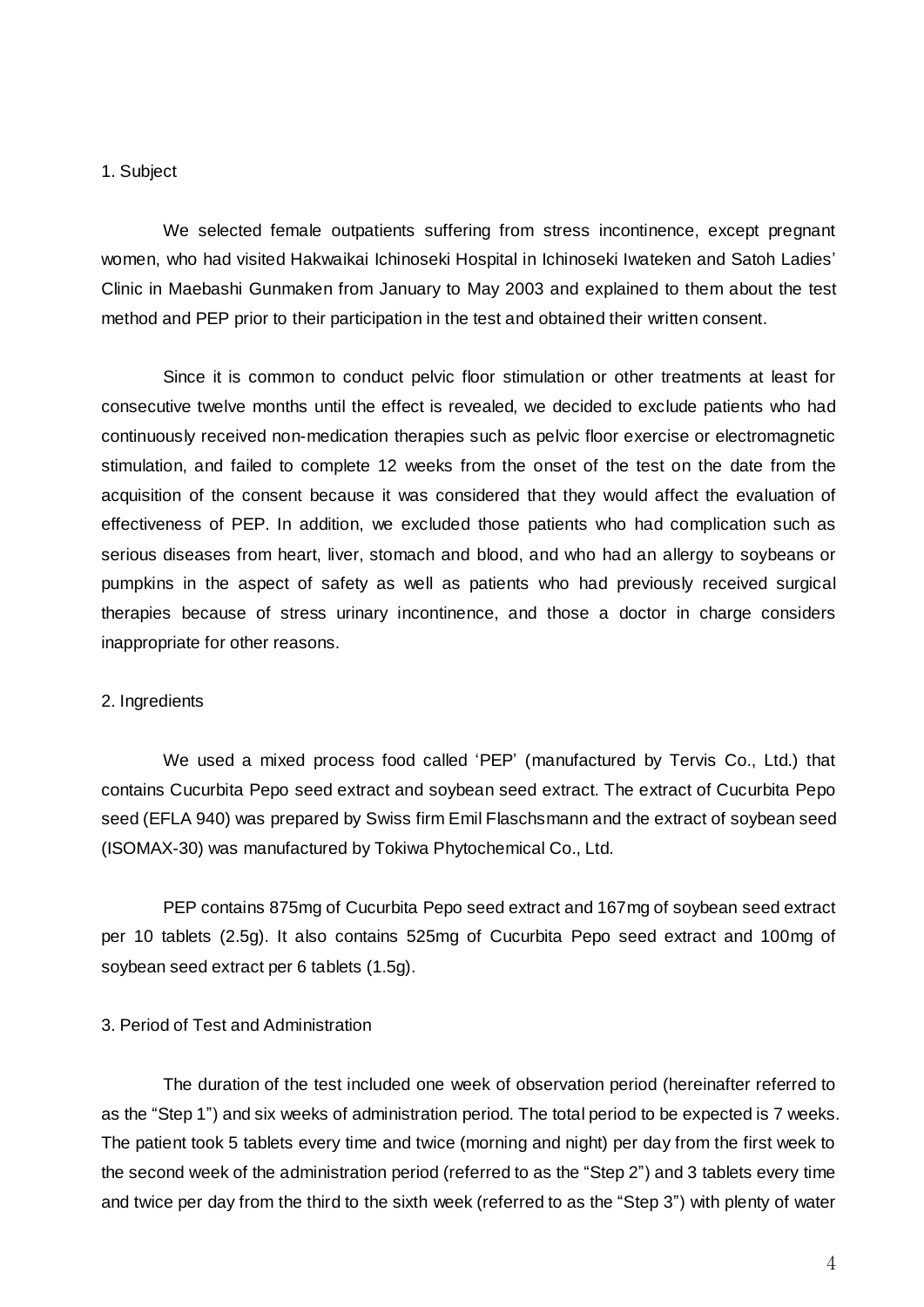## 1. Subject

We selected female outpatients suffering from stress incontinence, except pregnant women, who had visited Hakwaikai Ichinoseki Hospital in Ichinoseki Iwateken and Satoh Ladies' Clinic in Maebashi Gunmaken from January to May 2003 and explained to them about the test method and PEP prior to their participation in the test and obtained their written consent.

Since it is common to conduct pelvic floor stimulation or other treatments at least for consecutive twelve months until the effect is revealed, we decided to exclude patients who had continuously received non-medication therapies such as pelvic floor exercise or electromagnetic stimulation, and failed to complete 12 weeks from the onset of the test on the date from the acquisition of the consent because it was considered that they would affect the evaluation of effectiveness of PEP. In addition, we excluded those patients who had complication such as serious diseases from heart, liver, stomach and blood, and who had an allergy to soybeans or pumpkins in the aspect of safety as well as patients who had previously received surgical therapies because of stress urinary incontinence, and those a doctor in charge considers inappropriate for other reasons.

## 2. Ingredients

We used a mixed process food called 'PEP' (manufactured by Tervis Co., Ltd.) that contains Cucurbita Pepo seed extract and soybean seed extract. The extract of Cucurbita Pepo seed (EFLA 940) was prepared by Swiss firm Emil Flaschsmann and the extract of soybean seed (ISOMAX-30) was manufactured by Tokiwa Phytochemical Co., Ltd.

PEP contains 875mg of Cucurbita Pepo seed extract and 167mg of soybean seed extract per 10 tablets (2.5g). It also contains 525mg of Cucurbita Pepo seed extract and 100mg of soybean seed extract per 6 tablets (1.5g).

## 3. Period of Test and Administration

The duration of the test included one week of observation period (hereinafter referred to as the "Step 1") and six weeks of administration period. The total period to be expected is 7 weeks. The patient took 5 tablets every time and twice (morning and night) per day from the first week to the second week of the administration period (referred to as the "Step 2") and 3 tablets every time and twice per day from the third to the sixth week (referred to as the "Step 3") with plenty of water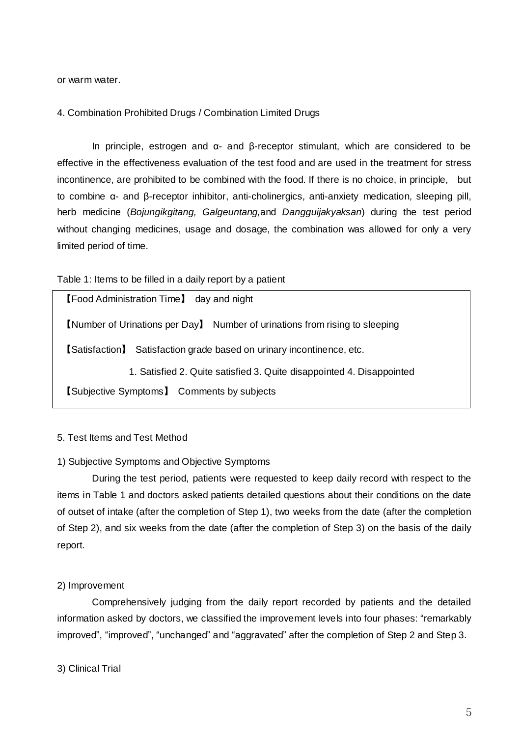or warm water.

4. Combination Prohibited Drugs / Combination Limited Drugs

In principle, estrogen and α- and β-receptor stimulant, which are considered to be effective in the effectiveness evaluation of the test food and are used in the treatment for stress incontinence, are prohibited to be combined with the food. If there is no choice, in principle, but to combine α- and β-receptor inhibitor, anti-cholinergics, anti-anxiety medication, sleeping pill, herb medicine (*Bojungikgitang, Galgeuntang,* and *Dangguijakyaksan*) during the test period without changing medicines, usage and dosage, the combination was allowed for only a very limited period of time.

Table 1: Items to be filled in a daily report by a patient

| |
|---|
| 【Food Administration Time】 day and night |
| 【Number of Urinations per Day】 Number of urinations from rising to sleeping |
| 【Satisfaction】 Satisfaction grade based on urinary incontinence, etc. |
| 1. Satisfied 2. Quite satisfied 3. Quite disappointed 4. Disappointed |
| 【Subjective Symptoms】 Comments by subjects |

5. Test Items and Test Method

1) Subjective Symptoms and Objective Symptoms

During the test period, patients were requested to keep daily record with respect to the items in Table 1 and doctors asked patients detailed questions about their conditions on the date of outset of intake (after the completion of Step 1), two weeks from the date (after the completion of Step 2), and six weeks from the date (after the completion of Step 3) on the basis of the daily report.

2) Improvement

Comprehensively judging from the daily report recorded by patients and the detailed information asked by doctors, we classified the improvement levels into four phases: "remarkably improved", "improved", "unchanged" and "aggravated" after the completion of Step 2 and Step 3.

3) Clinical Trial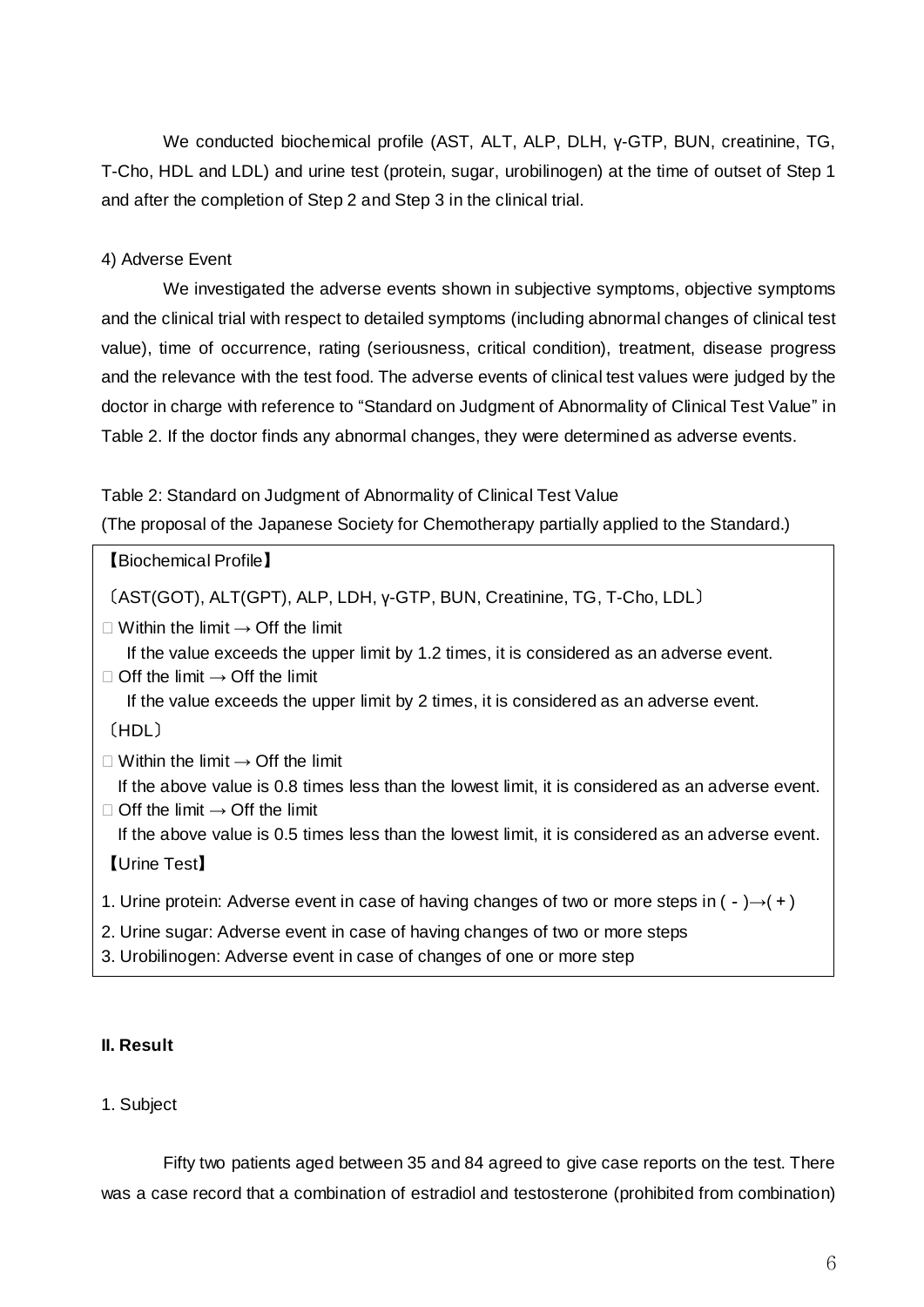We conducted biochemical profile (AST, ALT, ALP, DLH, γ-GTP, BUN, creatinine, TG, T-Cho, HDL and LDL) and urine test (protein, sugar, urobilinogen) at the time of outset of Step 1 and after the completion of Step 2 and Step 3 in the clinical trial.

4) Adverse Event

We investigated the adverse events shown in subjective symptoms, objective symptoms and the clinical trial with respect to detailed symptoms (including abnormal changes of clinical test value), time of occurrence, rating (seriousness, critical condition), treatment, disease progress and the relevance with the test food. The adverse events of clinical test values were judged by the doctor in charge with reference to "Standard on Judgment of Abnormality of Clinical Test Value" in Table 2. If the doctor finds any abnormal changes, they were determined as adverse events.

Table 2: Standard on Judgment of Abnormality of Clinical Test Value
(The proposal of the Japanese Society for Chemotherapy partially applied to the Standard.)

【Biochemical Profile】

〔AST(GOT), ALT(GPT), ALP, LDH, γ-GTP, BUN, Creatinine, TG, T-Cho, LDL〕

- Within the limit → Off the limit
  If the value exceeds the upper limit by 1.2 times, it is considered as an adverse event.
- Off the limit → Off the limit
  If the value exceeds the upper limit by 2 times, it is considered as an adverse event.

〔HDL〕

- Within the limit → Off the limit
  If the above value is 0.8 times less than the lowest limit, it is considered as an adverse event.
- Off the limit → Off the limit
  If the above value is 0.5 times less than the lowest limit, it is considered as an adverse event.

【Urine Test】

1. Urine protein: Adverse event in case of having changes of two or more steps in ( - )→( + )
2. Urine sugar: Adverse event in case of having changes of two or more steps
3. Urobilinogen: Adverse event in case of changes of one or more step

## II. Result

1. Subject

Fifty two patients aged between 35 and 84 agreed to give case reports on the test. There was a case record that a combination of estradiol and testosterone (prohibited from combination)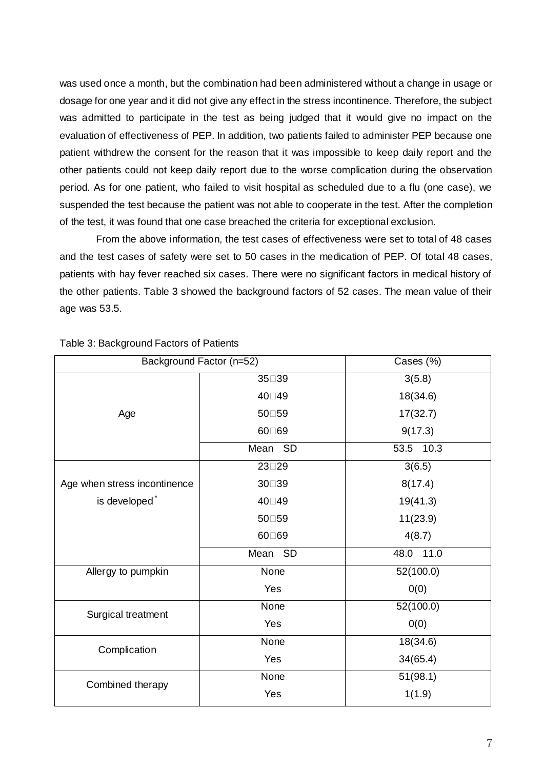was used once a month, but the combination had been administered without a change in usage or dosage for one year and it did not give any effect in the stress incontinence. Therefore, the subject was admitted to participate in the test as being judged that it would give no impact on the evaluation of effectiveness of PEP. In addition, two patients failed to administer PEP because one patient withdrew the consent for the reason that it was impossible to keep daily report and the other patients could not keep daily report due to the worse complication during the observation period. As for one patient, who failed to visit hospital as scheduled due to a flu (one case), we suspended the test because the patient was not able to cooperate in the test. After the completion of the test, it was found that one case breached the criteria for exceptional exclusion.

From the above information, the test cases of effectiveness were set to total of 48 cases and the test cases of safety were set to 50 cases in the medication of PEP. Of total 48 cases, patients with hay fever reached six cases. There were no significant factors in medical history of the other patients. Table 3 showed the background factors of 52 cases. The mean value of their age was 53.5.

Table 3: Background Factors of Patients

| Background Factor (n=52) | | Cases (%) |
|---|---|---|
| Age | 35□39 | 3(5.8) |
| | 40□49 | 18(34.6) |
| | 50□59 | 17(32.7) |
| | 60□69 | 9(17.3) |
| | Mean SD | 53.5 10.3 |
| Age when stress incontinence is developed* | 23□29 | 3(6.5) |
| | 30□39 | 8(17.4) |
| | 40□49 | 19(41.3) |
| | 50□59 | 11(23.9) |
| | 60□69 | 4(8.7) |
| | Mean SD | 48.0 11.0 |
| Allergy to pumpkin | None | 52(100.0) |
| | Yes | 0(0) |
| Surgical treatment | None | 52(100.0) |
| | Yes | 0(0) |
| Complication | None | 18(34.6) |
| | Yes | 34(65.4) |
| Combined therapy | None | 51(98.1) |
| | Yes | 1(1.9) |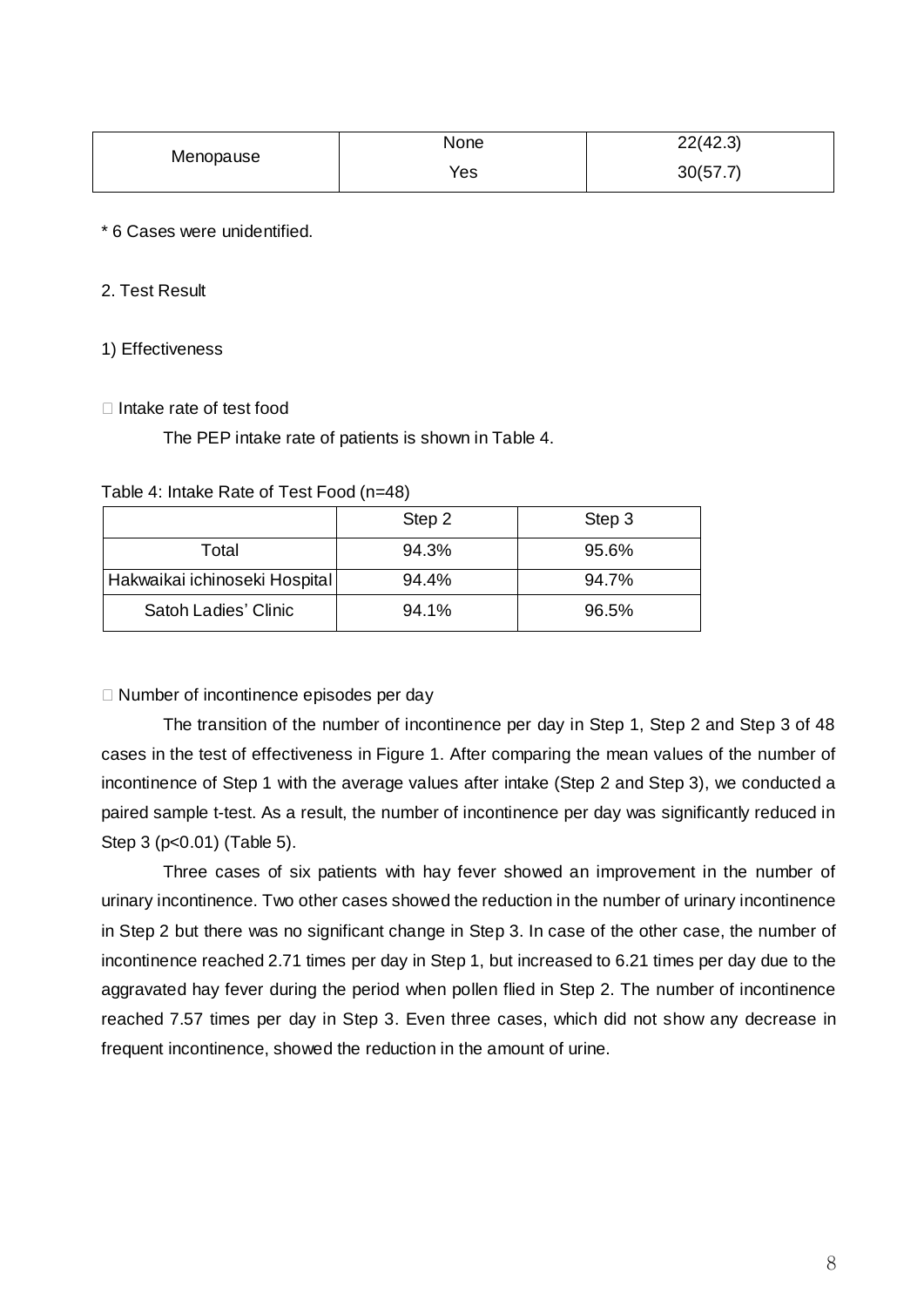| Menopause | None | 22(42.3) |
|---|---|---|
| | Yes | 30(57.7) |

* 6 Cases were unidentified.

2. Test Result

1) Effectiveness

 Intake rate of test food

The PEP intake rate of patients is shown in Table 4.

Table 4: Intake Rate of Test Food (n=48)

| | Step 2 | Step 3 |
|---|---|---|
| Total | 94.3% | 95.6% |
| Hakwaikai ichinoseki Hospital | 94.4% | 94.7% |
| Satoh Ladies' Clinic | 94.1% | 96.5% |

 Number of incontinence episodes per day

The transition of the number of incontinence per day in Step 1, Step 2 and Step 3 of 48 cases in the test of effectiveness in Figure 1. After comparing the mean values of the number of incontinence of Step 1 with the average values after intake (Step 2 and Step 3), we conducted a paired sample t-test. As a result, the number of incontinence per day was significantly reduced in Step 3 ($p<0.01$) (Table 5).

Three cases of six patients with hay fever showed an improvement in the number of urinary incontinence. Two other cases showed the reduction in the number of urinary incontinence in Step 2 but there was no significant change in Step 3. In case of the other case, the number of incontinence reached 2.71 times per day in Step 1, but increased to 6.21 times per day due to the aggravated hay fever during the period when pollen flied in Step 2. The number of incontinence reached 7.57 times per day in Step 3. Even three cases, which did not show any decrease in frequent incontinence, showed the reduction in the amount of urine.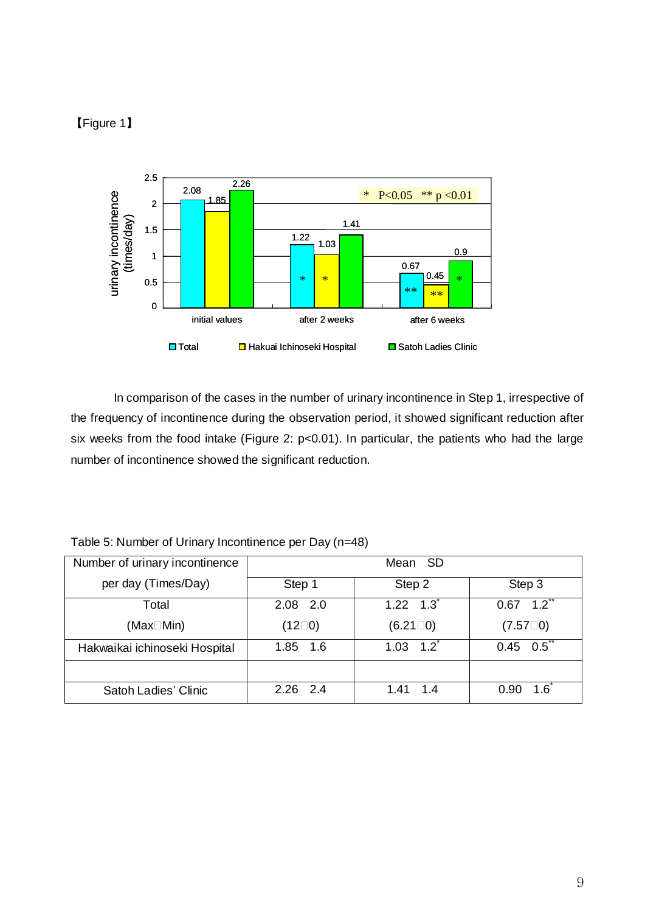【Figure 1】

In comparison of the cases in the number of urinary incontinence in Step 1, irrespective of the frequency of incontinence during the observation period, it showed significant reduction after six weeks from the food intake (Figure 2: $p<0.01$). In particular, the patients who had the large number of incontinence showed the significant reduction.

Table 5: Number of Urinary Incontinence per Day (n=48)

| Number of urinary incontinence per day (Times/Day) | Mean SD | | |
|---|---|---|---|
| | Step 1 | Step 2 | Step 3 |
| Total (Max□Min) | 2.08 2.0 (12□0) | 1.22 $1.3^{*}$ (6.21□0) | 0.67 $1.2^{**}$ (7.57□0) |
| Hakwaikai ichinoseki Hospital | 1.85 1.6 | 1.03 $1.2^{*}$ | 0.45 $0.5^{**}$ |
| | | | |
| Satoh Ladies' Clinic | 2.26 2.4 | 1.41 1.4 | 0.90 $1.6^{*}$ |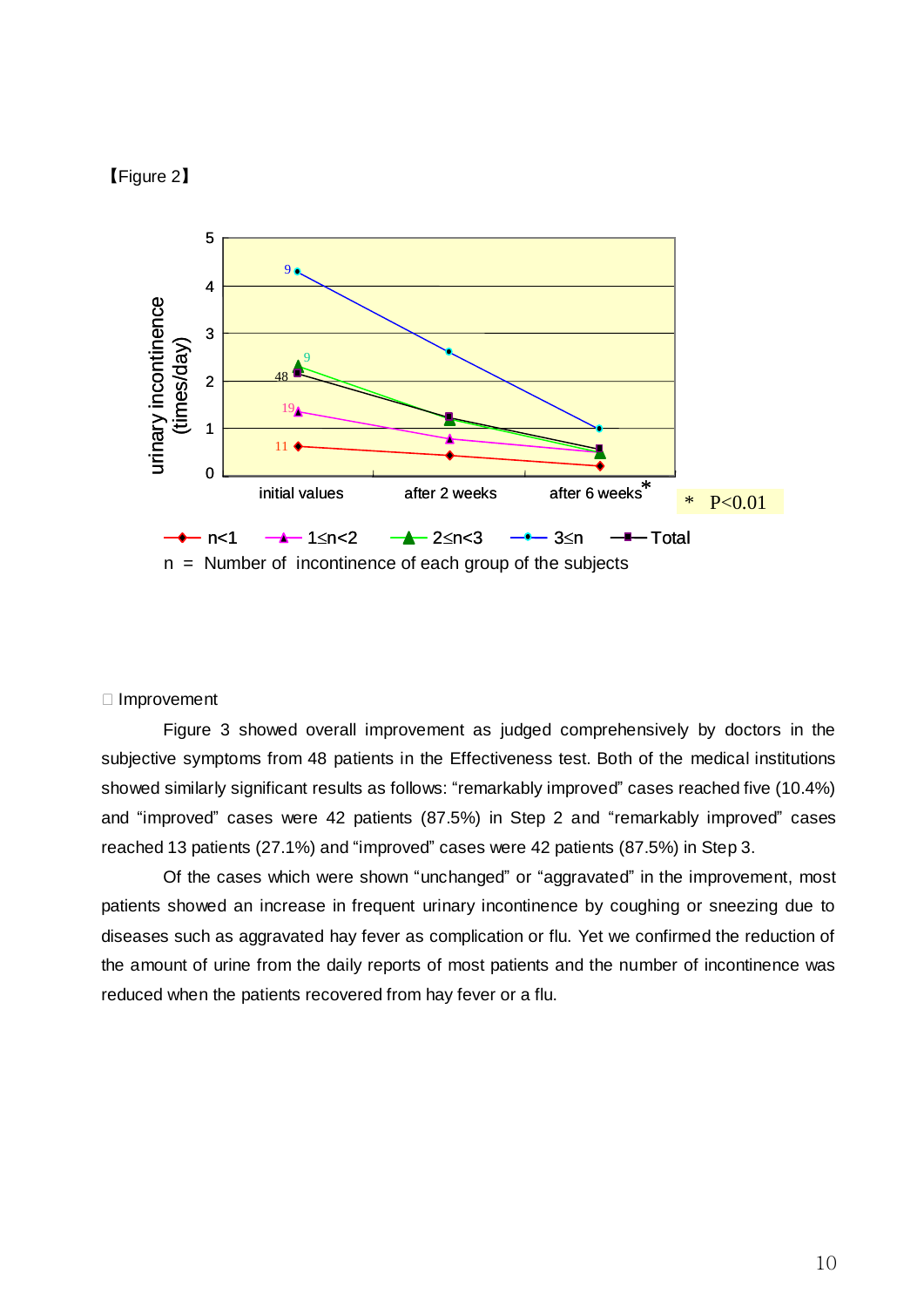【Figure 2】

□ Improvement

Figure 3 showed overall improvement as judged comprehensively by doctors in the subjective symptoms from 48 patients in the Effectiveness test. Both of the medical institutions showed similarly significant results as follows: "remarkably improved" cases reached five (10.4%) and "improved" cases were 42 patients (87.5%) in Step 2 and "remarkably improved" cases reached 13 patients (27.1%) and "improved" cases were 42 patients (87.5%) in Step 3.

Of the cases which were shown "unchanged" or "aggravated" in the improvement, most patients showed an increase in frequent urinary incontinence by coughing or sneezing due to diseases such as aggravated hay fever as complication or flu. Yet we confirmed the reduction of the amount of urine from the daily reports of most patients and the number of incontinence was reduced when the patients recovered from hay fever or a flu.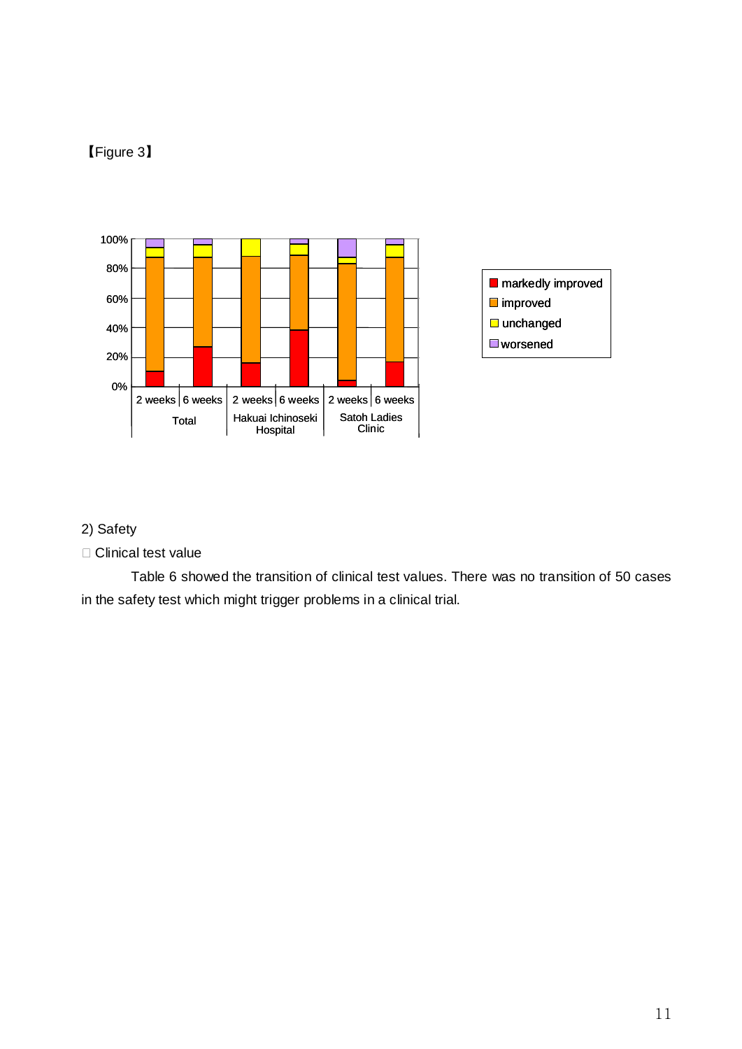【Figure 3】

2) Safety

□ Clinical test value

Table 6 showed the transition of clinical test values. There was no transition of 50 cases in the safety test which might trigger problems in a clinical trial.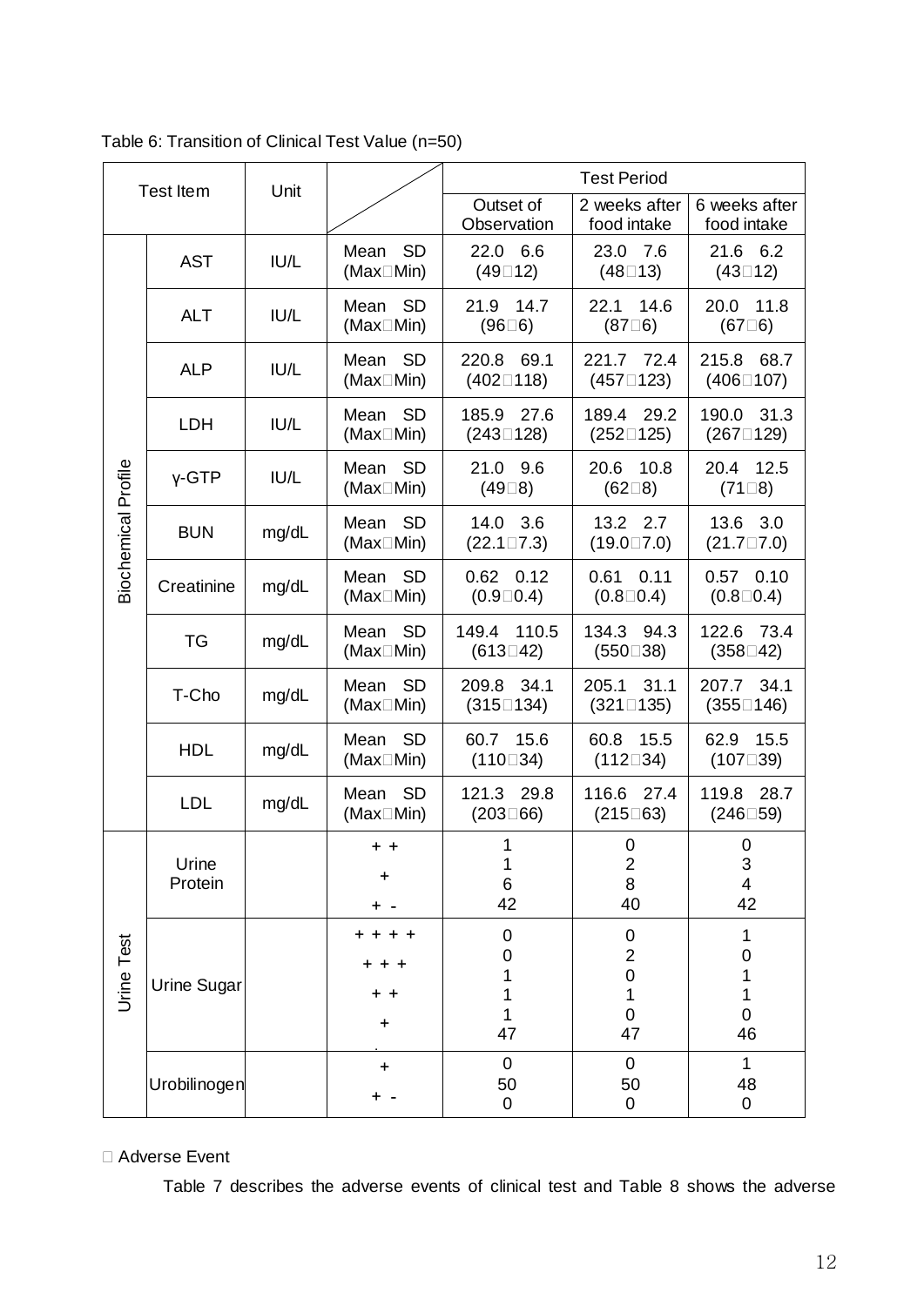Table 6: Transition of Clinical Test Value (n=50)

| Test Item | | Unit | | Test Period | | |
|---|---|---|---|---|---|---|
| | | | | Outset of Observation | 2 weeks after food intake | 6 weeks after food intake |
| Biochemical Profile | AST | IU/L | Mean SD (Max□Min) | 22.0 6.6 (49□12) | 23.0 7.6 (48□13) | 21.6 6.2 (43□12) |
| | ALT | IU/L | Mean SD (Max□Min) | 21.9 14.7 (96□6) | 22.1 14.6 (87□6) | 20.0 11.8 (67□6) |
| | ALP | IU/L | Mean SD (Max□Min) | 220.8 69.1 (402□118) | 221.7 72.4 (457□123) | 215.8 68.7 (406□107) |
| | LDH | IU/L | Mean SD (Max□Min) | 185.9 27.6 (243□128) | 189.4 29.2 (252□125) | 190.0 31.3 (267□129) |
| | γ-GTP | IU/L | Mean SD (Max□Min) | 21.0 9.6 (49□8) | 20.6 10.8 (62□8) | 20.4 12.5 (71□8) |
| | BUN | mg/dL | Mean SD (Max□Min) | 14.0 3.6 (22.1□7.3) | 13.2 2.7 (19.0□7.0) | 13.6 3.0 (21.7□7.0) |
| | Creatinine | mg/dL | Mean SD (Max□Min) | 0.62 0.12 (0.9□0.4) | 0.61 0.11 (0.8□0.4) | 0.57 0.10 (0.8□0.4) |
| | TG | mg/dL | Mean SD (Max□Min) | 149.4 110.5 (613□42) | 134.3 94.3 (550□38) | 122.6 73.4 (358□42) |
| | T-Cho | mg/dL | Mean SD (Max□Min) | 209.8 34.1 (315□134) | 205.1 31.1 (321□135) | 207.7 34.1 (355□146) |
| | HDL | mg/dL | Mean SD (Max□Min) | 60.7 15.6 (110□34) | 60.8 15.5 (112□34) | 62.9 15.5 (107□39) |
| | LDL | mg/dL | Mean SD (Max□Min) | 121.3 29.8 (203□66) | 116.6 27.4 (215□63) | 119.8 28.7 (246□59) |
| Urine Test | Urine Protein | | + + | 1 | 0 | 0 |
| | | | + | 1 | 2 | 3 |
| | | | + - | 6 | 8 | 4 |
| | | | - | 42 | 40 | 42 |
| | Urine Sugar | | + + + + | 0 | 0 | 1 |
| | | | + + + | 0 | 2 | 0 |
| | | | + + | 1 | 0 | 1 |
| | | | + | 1 | 1 | 1 |
| | | | + - | 1 | 0 | 0 |
| | | | - | 47 | 47 | 46 |
| | Urobilinogen | | + | 0 | 0 | 1 |
| | | | + - | 50 | 50 | 48 |
| | | | - | 0 | 0 | 0 |

□ Adverse Event

Table 7 describes the adverse events of clinical test and Table 8 shows the adverse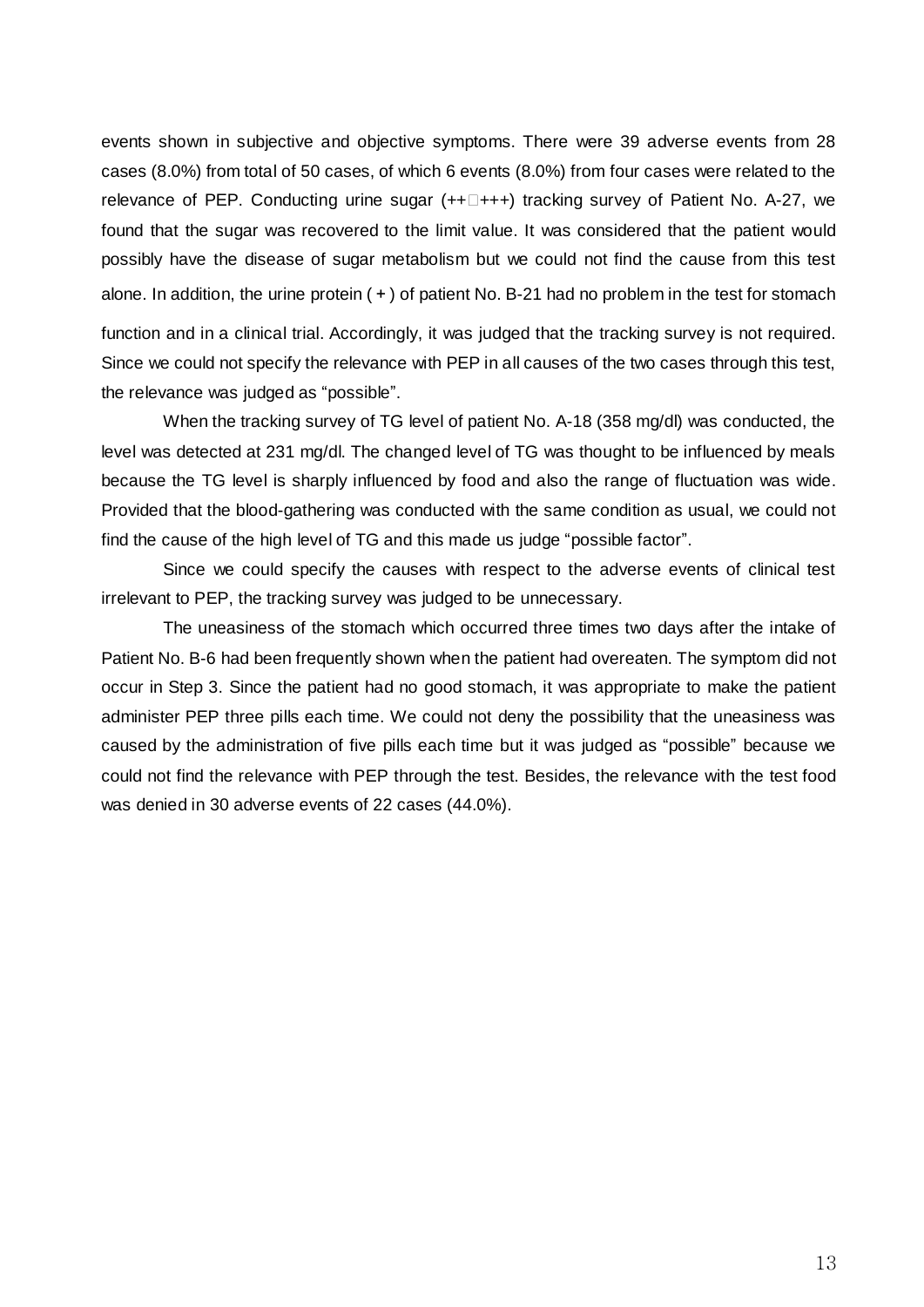events shown in subjective and objective symptoms. There were 39 adverse events from 28 cases (8.0%) from total of 50 cases, of which 6 events (8.0%) from four cases were related to the relevance of PEP. Conducting urine sugar (++□+++) tracking survey of Patient No. A-27, we found that the sugar was recovered to the limit value. It was considered that the patient would possibly have the disease of sugar metabolism but we could not find the cause from this test alone. In addition, the urine protein ( + ) of patient No. B-21 had no problem in the test for stomach function and in a clinical trial. Accordingly, it was judged that the tracking survey is not required. Since we could not specify the relevance with PEP in all causes of the two cases through this test, the relevance was judged as "possible".

When the tracking survey of TG level of patient No. A-18 (358 mg/dl) was conducted, the level was detected at 231 mg/dl. The changed level of TG was thought to be influenced by meals because the TG level is sharply influenced by food and also the range of fluctuation was wide. Provided that the blood-gathering was conducted with the same condition as usual, we could not find the cause of the high level of TG and this made us judge "possible factor".

Since we could specify the causes with respect to the adverse events of clinical test irrelevant to PEP, the tracking survey was judged to be unnecessary.

The uneasiness of the stomach which occurred three times two days after the intake of Patient No. B-6 had been frequently shown when the patient had overeaten. The symptom did not occur in Step 3. Since the patient had no good stomach, it was appropriate to make the patient administer PEP three pills each time. We could not deny the possibility that the uneasiness was caused by the administration of five pills each time but it was judged as "possible" because we could not find the relevance with PEP through the test. Besides, the relevance with the test food was denied in 30 adverse events of 22 cases (44.0%).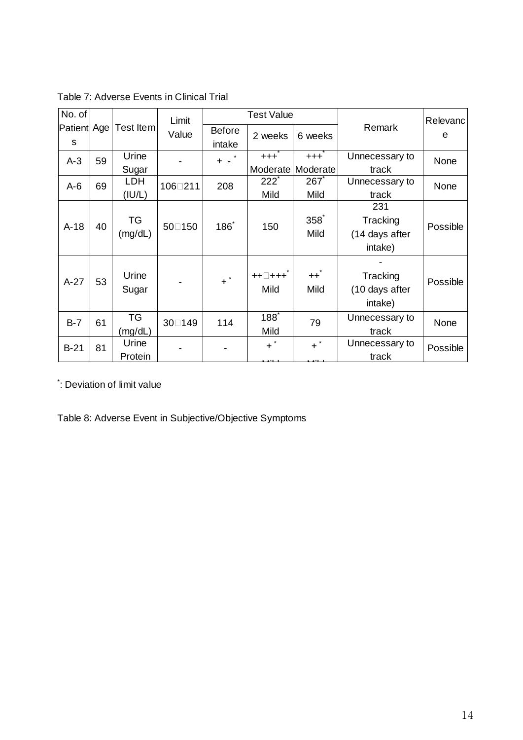Table 7: Adverse Events in Clinical Trial

| No. of Patients | Age | Test Item | Limit Value | Test Value | | | Remark | Relevance |
|---|---|---|---|---|---|---|---|---|
| | | | | Before intake | 2 weeks | 6 weeks | | |
| A-3 | 59 | Urine Sugar | - | + - * | +++* Moderate | +++* Moderate | Unnecessary to track | None |
| A-6 | 69 | LDH (IU/L) | 106□211 | 208 | 222* Mild | 267* Mild | Unnecessary to track | None |
| A-18 | 40 | TG (mg/dL) | 50□150 | 186* | 150 | 358* Mild | 231 Tracking (14 days after intake) | Possible |
| A-27 | 53 | Urine Sugar | - | +* | ++□+++* Mild | ++* Mild | - Tracking (10 days after intake) | Possible |
| B-7 | 61 | TG (mg/dL) | 30□149 | 114 | 188* Mild | 79 | Unnecessary to track | None |
| B-21 | 81 | Urine Protein | - | - | +* Mild | +* Mild | Unnecessary to track | Possible |

*: Deviation of limit value

Table 8: Adverse Event in Subjective/Objective Symptoms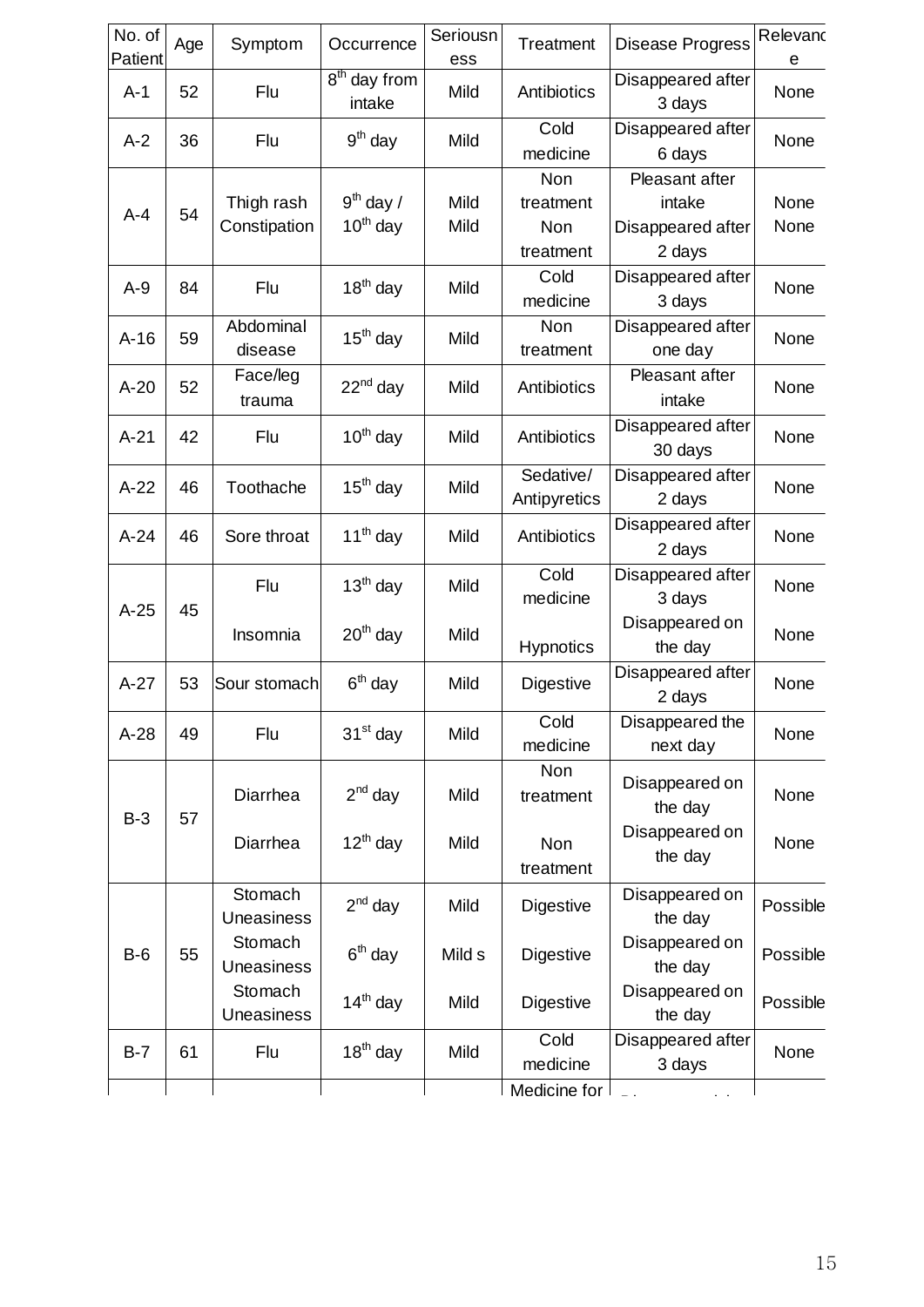| No. of Patient | Age | Symptom | Occurrence | Seriousness | Treatment | Disease Progress | Relevance |
|---|---|---|---|---|---|---|---|
| A-1 | 52 | Flu | 8th day from intake | Mild | Antibiotics | Disappeared after 3 days | None |
| A-2 | 36 | Flu | 9th day | Mild | Cold medicine | Disappeared after 6 days | None |
| A-4 | 54 | Thigh rash<br>Constipation | 9th day /<br>10th day | Mild<br>Mild | Non treatment<br>Non treatment | Pleasant after intake<br>Disappeared after 2 days | None<br>None |
| A-9 | 84 | Flu | 18th day | Mild | Cold medicine | Disappeared after 3 days | None |
| A-16 | 59 | Abdominal disease | 15th day | Mild | Non treatment | Disappeared after one day | None |
| A-20 | 52 | Face/leg trauma | 22nd day | Mild | Antibiotics | Pleasant after intake | None |
| A-21 | 42 | Flu | 10th day | Mild | Antibiotics | Disappeared after 30 days | None |
| A-22 | 46 | Toothache | 15th day | Mild | Sedative/ Antipyretics | Disappeared after 2 days | None |
| A-24 | 46 | Sore throat | 11th day | Mild | Antibiotics | Disappeared after 2 days | None |
| A-25 | 45 | Flu<br>Insomnia | 13th day<br>20th day | Mild<br>Mild | Cold medicine<br>Hypnotics | Disappeared after 3 days<br>Disappeared on the day | None<br>None |
| A-27 | 53 | Sour stomach | 6th day | Mild | Digestive | Disappeared after 2 days | None |
| A-28 | 49 | Flu | 31st day | Mild | Cold medicine | Disappeared the next day | None |
| B-3 | 57 | Diarrhea<br>Diarrhea | 2nd day<br>12th day | Mild<br>Mild | Non treatment<br>Non treatment | Disappeared on the day<br>Disappeared on the day | None<br>None |
| B-6 | 55 | Stomach Uneasiness<br>Stomach Uneasiness<br>Stomach Uneasiness | 2nd day<br>6th day<br>14th day | Mild<br>Mild s<br>Mild | Digestive<br>Digestive<br>Digestive | Disappeared on the day<br>Disappeared on the day<br>Disappeared on the day | Possible<br>Possible<br>Possible |
| B-7 | 61 | Flu | 18th day | Mild | Cold medicine | Disappeared after 3 days | None |
| | | | | | Medicine for | | |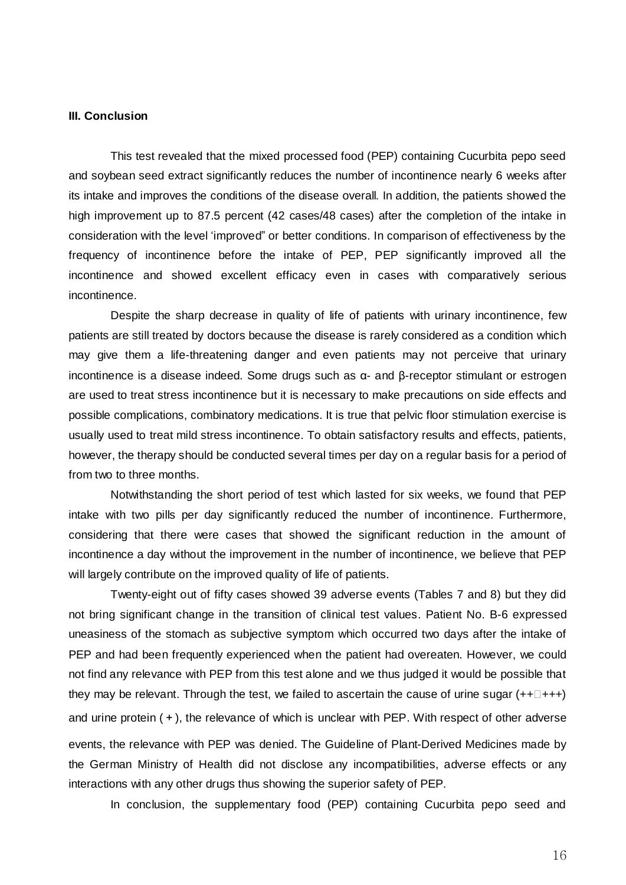**III. Conclusion**

This test revealed that the mixed processed food (PEP) containing Cucurbita pepo seed and soybean seed extract significantly reduces the number of incontinence nearly 6 weeks after its intake and improves the conditions of the disease overall. In addition, the patients showed the high improvement up to 87.5 percent (42 cases/48 cases) after the completion of the intake in consideration with the level 'improved" or better conditions. In comparison of effectiveness by the frequency of incontinence before the intake of PEP, PEP significantly improved all the incontinence and showed excellent efficacy even in cases with comparatively serious incontinence.

Despite the sharp decrease in quality of life of patients with urinary incontinence, few patients are still treated by doctors because the disease is rarely considered as a condition which may give them a life-threatening danger and even patients may not perceive that urinary incontinence is a disease indeed. Some drugs such as α- and β-receptor stimulant or estrogen are used to treat stress incontinence but it is necessary to make precautions on side effects and possible complications, combinatory medications. It is true that pelvic floor stimulation exercise is usually used to treat mild stress incontinence. To obtain satisfactory results and effects, patients, however, the therapy should be conducted several times per day on a regular basis for a period of from two to three months.

Notwithstanding the short period of test which lasted for six weeks, we found that PEP intake with two pills per day significantly reduced the number of incontinence. Furthermore, considering that there were cases that showed the significant reduction in the amount of incontinence a day without the improvement in the number of incontinence, we believe that PEP will largely contribute on the improved quality of life of patients.

Twenty-eight out of fifty cases showed 39 adverse events (Tables 7 and 8) but they did not bring significant change in the transition of clinical test values. Patient No. B-6 expressed uneasiness of the stomach as subjective symptom which occurred two days after the intake of PEP and had been frequently experienced when the patient had overeaten. However, we could not find any relevance with PEP from this test alone and we thus judged it would be possible that they may be relevant. Through the test, we failed to ascertain the cause of urine sugar (++～+++) and urine protein ( + ), the relevance of which is unclear with PEP. With respect of other adverse events, the relevance with PEP was denied. The Guideline of Plant-Derived Medicines made by the German Ministry of Health did not disclose any incompatibilities, adverse effects or any interactions with any other drugs thus showing the superior safety of PEP.

In conclusion, the supplementary food (PEP) containing Cucurbita pepo seed and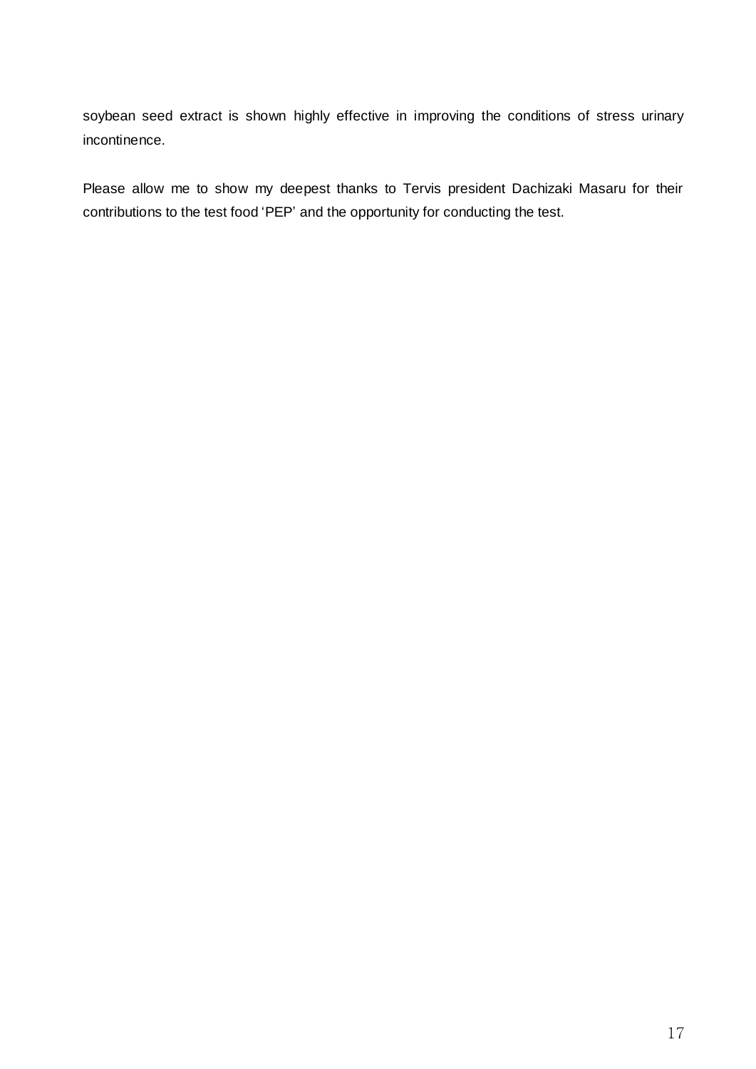soybean seed extract is shown highly effective in improving the conditions of stress urinary incontinence.

Please allow me to show my deepest thanks to Tervis president Dachizaki Masaru for their contributions to the test food 'PEP' and the opportunity for conducting the test.